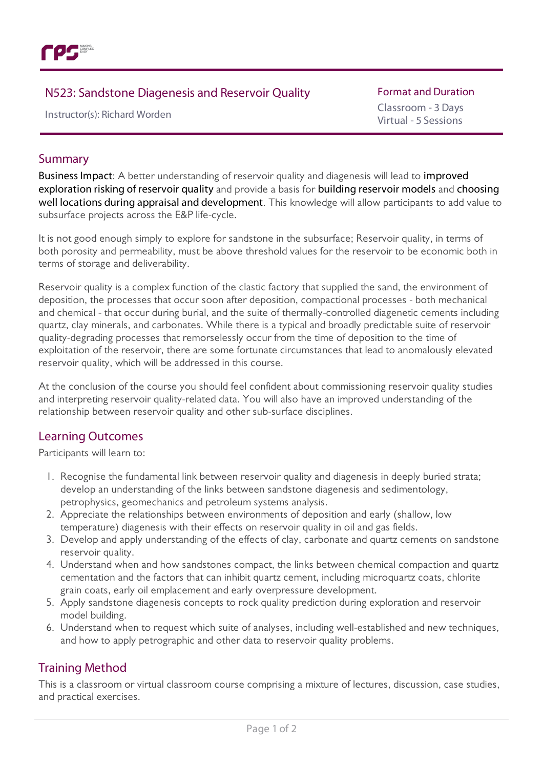# N523: Sandstone Diagenesis and Reservoir Quality

Instructor(s): Richard Worden

**Format and Duration**

Classroom - 3 Days
Virtual - 5 Sessions

## Summary

**Business Impact**: A better understanding of reservoir quality and diagenesis will lead to **improved exploration risking of reservoir quality** and provide a basis for **building reservoir models** and **choosing well locations during appraisal and development**. This knowledge will allow participants to add value to subsurface projects across the E&P life-cycle.

It is not good enough simply to explore for sandstone in the subsurface; Reservoir quality, in terms of both porosity and permeability, must be above threshold values for the reservoir to be economic both in terms of storage and deliverability.

Reservoir quality is a complex function of the clastic factory that supplied the sand, the environment of deposition, the processes that occur soon after deposition, compactional processes - both mechanical and chemical - that occur during burial, and the suite of thermally-controlled diagenetic cements including quartz, clay minerals, and carbonates. While there is a typical and broadly predictable suite of reservoir quality-degrading processes that remorselessly occur from the time of deposition to the time of exploitation of the reservoir, there are some fortunate circumstances that lead to anomalously elevated reservoir quality, which will be addressed in this course.

At the conclusion of the course you should feel confident about commissioning reservoir quality studies and interpreting reservoir quality-related data. You will also have an improved understanding of the relationship between reservoir quality and other sub-surface disciplines.

## Learning Outcomes

Participants will learn to:

1. Recognise the fundamental link between reservoir quality and diagenesis in deeply buried strata; develop an understanding of the links between sandstone diagenesis and sedimentology, petrophysics, geomechanics and petroleum systems analysis.
2. Appreciate the relationships between environments of deposition and early (shallow, low temperature) diagenesis with their effects on reservoir quality in oil and gas fields.
3. Develop and apply understanding of the effects of clay, carbonate and quartz cements on sandstone reservoir quality.
4. Understand when and how sandstones compact, the links between chemical compaction and quartz cementation and the factors that can inhibit quartz cement, including microquartz coats, chlorite grain coats, early oil emplacement and early overpressure development.
5. Apply sandstone diagenesis concepts to rock quality prediction during exploration and reservoir model building.
6. Understand when to request which suite of analyses, including well-established and new techniques, and how to apply petrographic and other data to reservoir quality problems.

## Training Method

This is a classroom or virtual classroom course comprising a mixture of lectures, discussion, case studies, and practical exercises.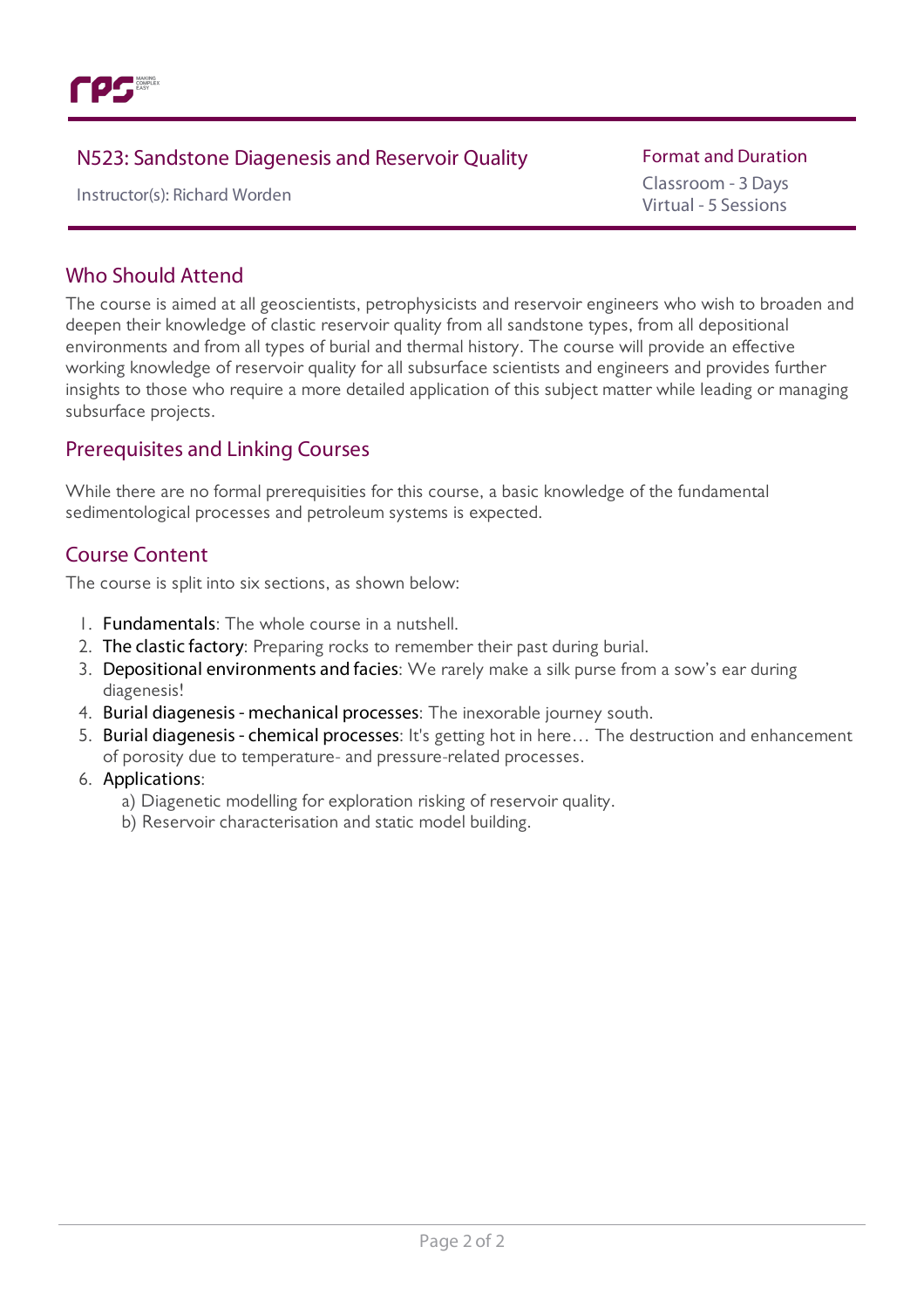## N523: Sandstone Diagenesis and Reservoir Quality

Instructor(s): Richard Worden

**Format and Duration**

Classroom - 3 Days
Virtual - 5 Sessions

## Who Should Attend

The course is aimed at all geoscientists, petrophysicists and reservoir engineers who wish to broaden and deepen their knowledge of clastic reservoir quality from all sandstone types, from all depositional environments and from all types of burial and thermal history. The course will provide an effective working knowledge of reservoir quality for all subsurface scientists and engineers and provides further insights to those who require a more detailed application of this subject matter while leading or managing subsurface projects.

## Prerequisites and Linking Courses

While there are no formal prerequisities for this course, a basic knowledge of the fundamental sedimentological processes and petroleum systems is expected.

## Course Content

The course is split into six sections, as shown below:

1. Fundamentals: The whole course in a nutshell.
2. The clastic factory: Preparing rocks to remember their past during burial.
3. Depositional environments and facies: We rarely make a silk purse from a sow's ear during diagenesis!
4. Burial diagenesis - mechanical processes: The inexorable journey south.
5. Burial diagenesis - chemical processes: It's getting hot in here… The destruction and enhancement of porosity due to temperature- and pressure-related processes.
6. Applications:
   a) Diagenetic modelling for exploration risking of reservoir quality.
   b) Reservoir characterisation and static model building.